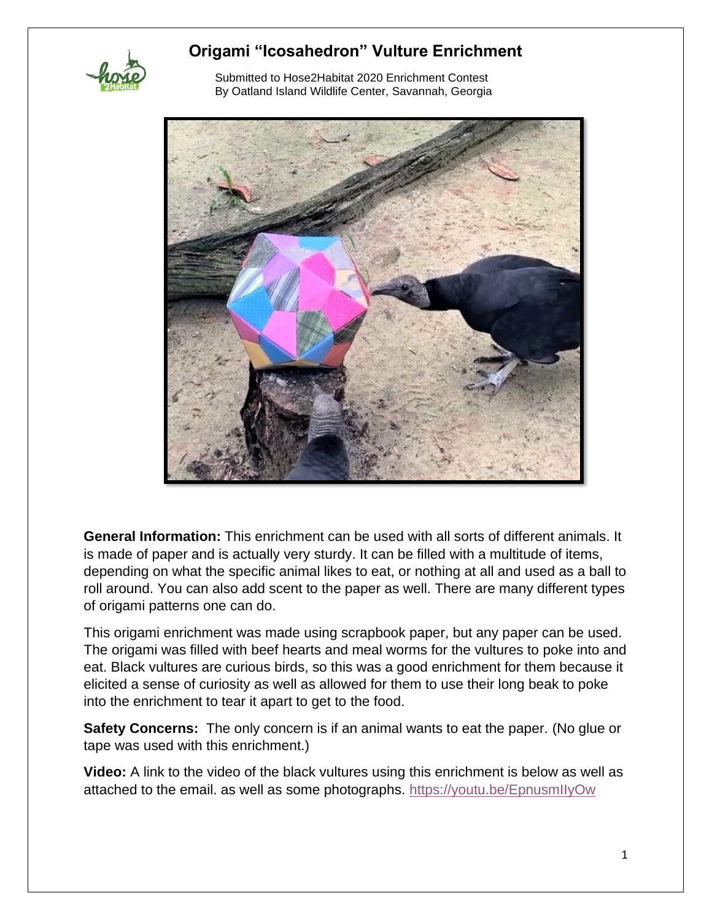# Origami "Icosahedron" Vulture Enrichment

Submitted to Hose2Habitat 2020 Enrichment Contest
By Oatland Island Wildlife Center, Savannah, Georgia

**General Information:** This enrichment can be used with all sorts of different animals. It is made of paper and is actually very sturdy. It can be filled with a multitude of items, depending on what the specific animal likes to eat, or nothing at all and used as a ball to roll around. You can also add scent to the paper as well. There are many different types of origami patterns one can do.

This origami enrichment was made using scrapbook paper, but any paper can be used. The origami was filled with beef hearts and meal worms for the vultures to poke into and eat. Black vultures are curious birds, so this was a good enrichment for them because it elicited a sense of curiosity as well as allowed for them to use their long beak to poke into the enrichment to tear it apart to get to the food.

**Safety Concerns:** The only concern is if an animal wants to eat the paper. (No glue or tape was used with this enrichment.)

**Video:** A link to the video of the black vultures using this enrichment is below as well as attached to the email. as well as some photographs. https://youtu.be/EpnusmIIyOw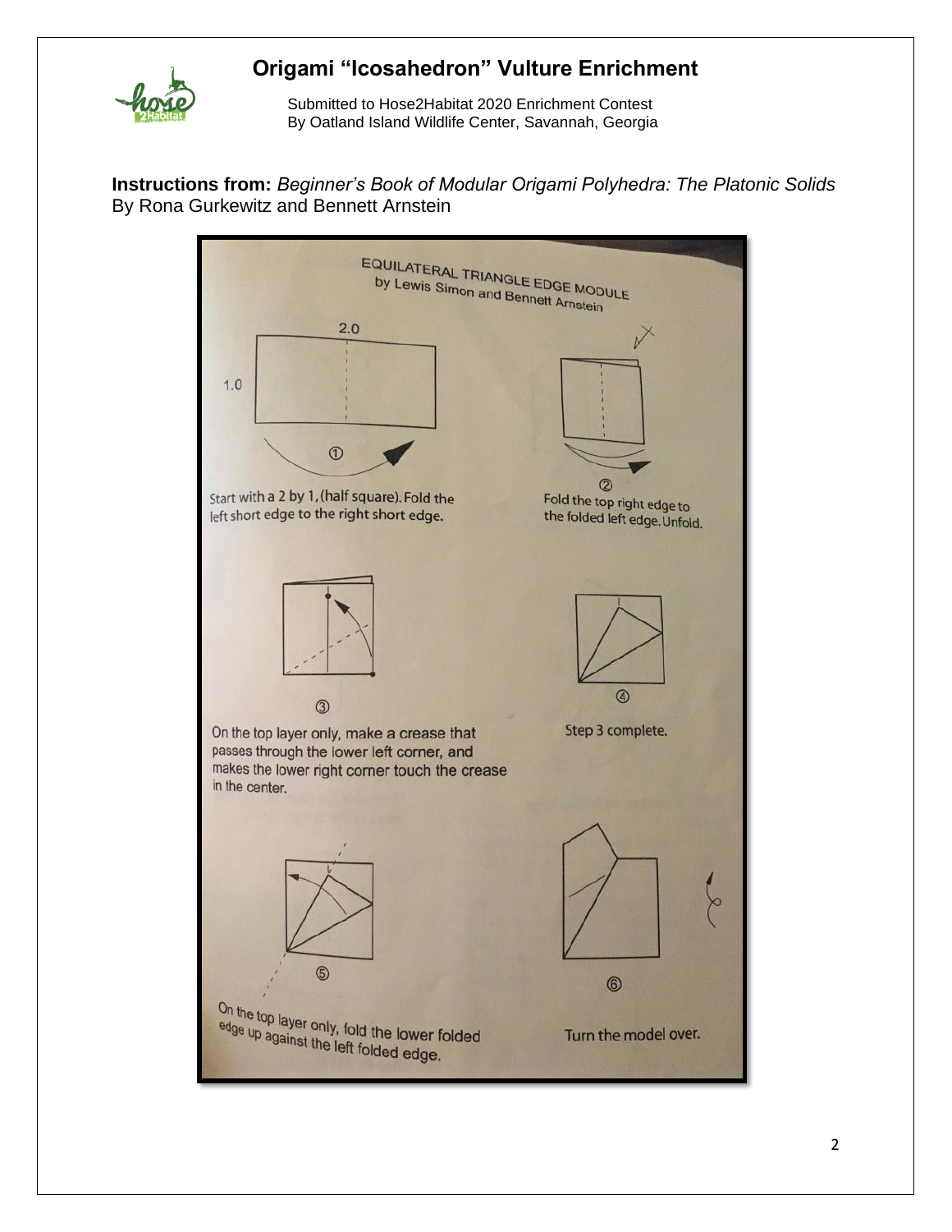# Origami "Icosahedron" Vulture Enrichment

Submitted to Hose2Habitat 2020 Enrichment Contest
By Oatland Island Wildlife Center, Savannah, Georgia

**Instructions from:** *Beginner's Book of Modular Origami Polyhedra: The Platonic Solids*
By Rona Gurkewitz and Bennett Arnstein

EQUILATERAL TRIANGLE EDGE MODULE
by Lewis Simon and Bennett Arnstein

2.0

1.0

①

Start with a 2 by 1, (half square). Fold the left short edge to the right short edge.

②

Fold the top right edge to the folded left edge. Unfold.

③

On the top layer only, make a crease that passes through the lower left corner, and makes the lower right corner touch the crease in the center.

④

Step 3 complete.

⑤

On the top layer only, fold the lower folded edge up against the left folded edge.

⑥

Turn the model over.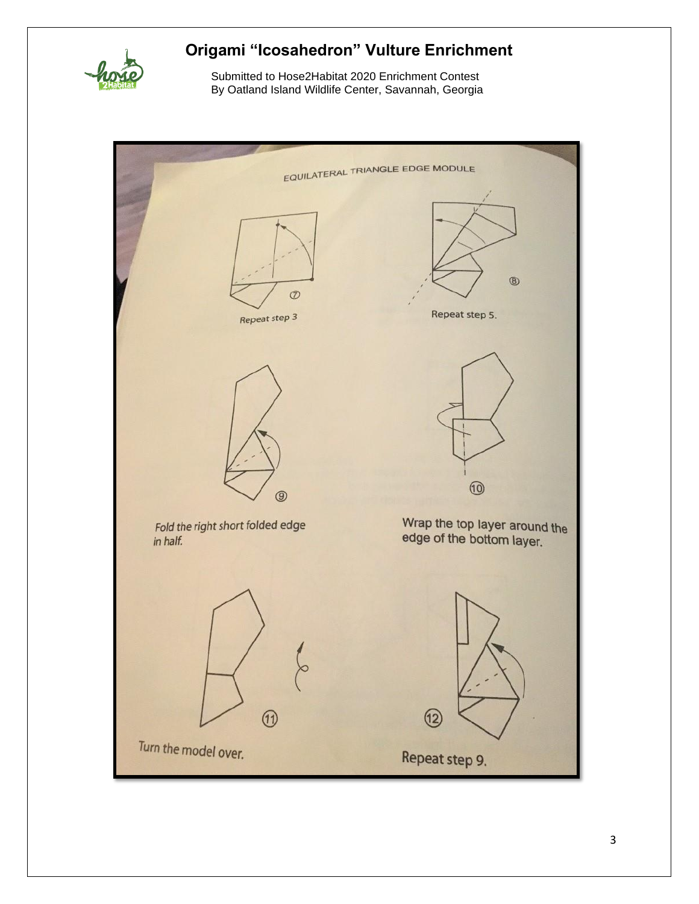# Origami "Icosahedron" Vulture Enrichment

Submitted to Hose2Habitat 2020 Enrichment Contest
By Oatland Island Wildlife Center, Savannah, Georgia

EQUILATERAL TRIANGLE EDGE MODULE

⑦ Repeat step 3

⑧ Repeat step 5.

⑨ *Fold the right short folded edge in half.*

⑩ Wrap the top layer around the edge of the bottom layer.

⑪ *Turn the model over.*

⑫ Repeat step 9.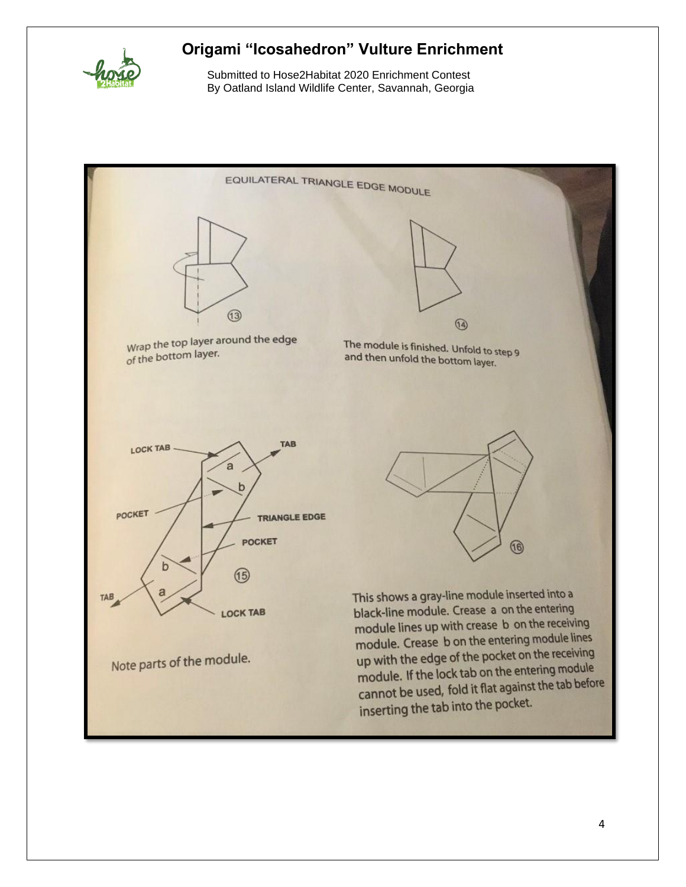# Origami "Icosahedron" Vulture Enrichment

Submitted to Hose2Habitat 2020 Enrichment Contest
By Oatland Island Wildlife Center, Savannah, Georgia

EQUILATERAL TRIANGLE EDGE MODULE

13

Wrap the top layer around the edge of the bottom layer.

14

The module is finished. Unfold to step 9 and then unfold the bottom layer.

LOCK TAB

TAB

a

b

POCKET

TRIANGLE EDGE

POCKET

b

a

TAB

LOCK TAB

15

Note parts of the module.

16

This shows a gray-line module inserted into a black-line module. Crease a on the entering module lines up with crease b on the receiving module. Crease b on the entering module lines up with the edge of the pocket on the receiving module. If the lock tab on the entering module cannot be used, fold it flat against the tab before inserting the tab into the pocket.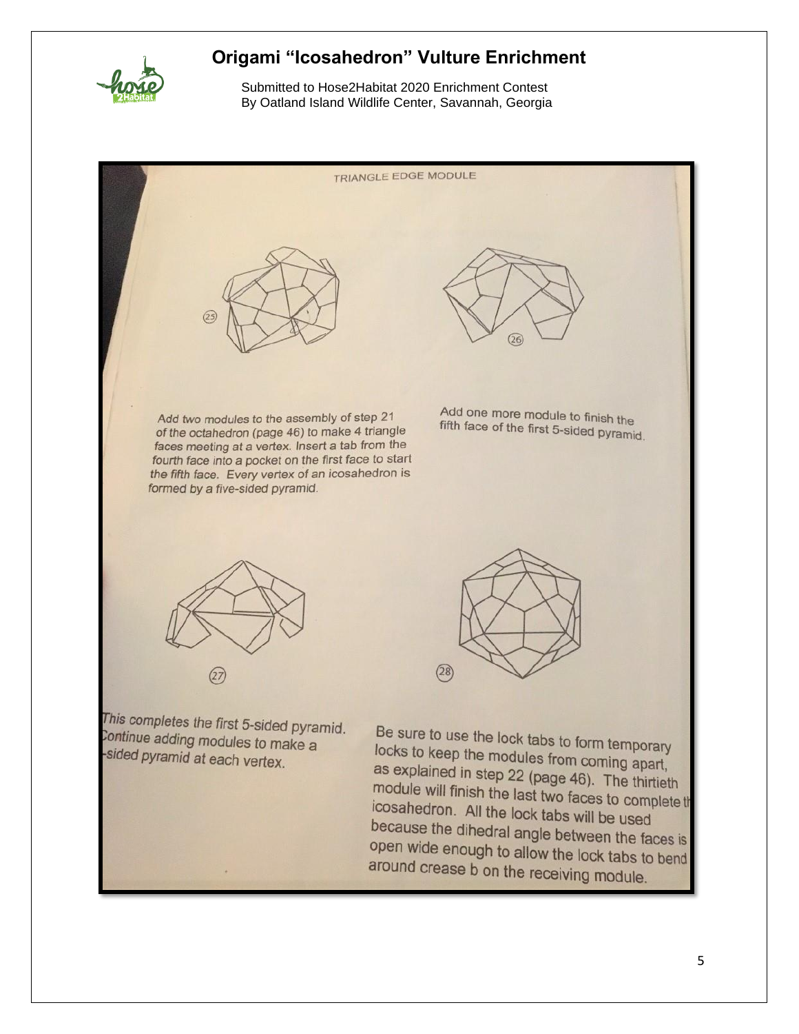# Origami "Icosahedron" Vulture Enrichment

Submitted to Hose2Habitat 2020 Enrichment Contest
By Oatland Island Wildlife Center, Savannah, Georgia

TRIANGLE EDGE MODULE

25

26

*Add two modules to the assembly of step 21 of the octahedron (page 46) to make 4 triangle faces meeting at a vertex. Insert a tab from the fourth face into a pocket on the first face to start the fifth face. Every vertex of an icosahedron is formed by a five-sided pyramid.*

Add one more module to finish the fifth face of the first 5-sided pyramid.

27

28

*This completes the first 5-sided pyramid. Continue adding modules to make a 5-sided pyramid at each vertex.*

Be sure to use the lock tabs to form temporary locks to keep the modules from coming apart, as explained in step 22 (page 46). The thirtieth module will finish the last two faces to complete the icosahedron. All the lock tabs will be used because the dihedral angle between the faces is open wide enough to allow the lock tabs to bend around crease b on the receiving module.